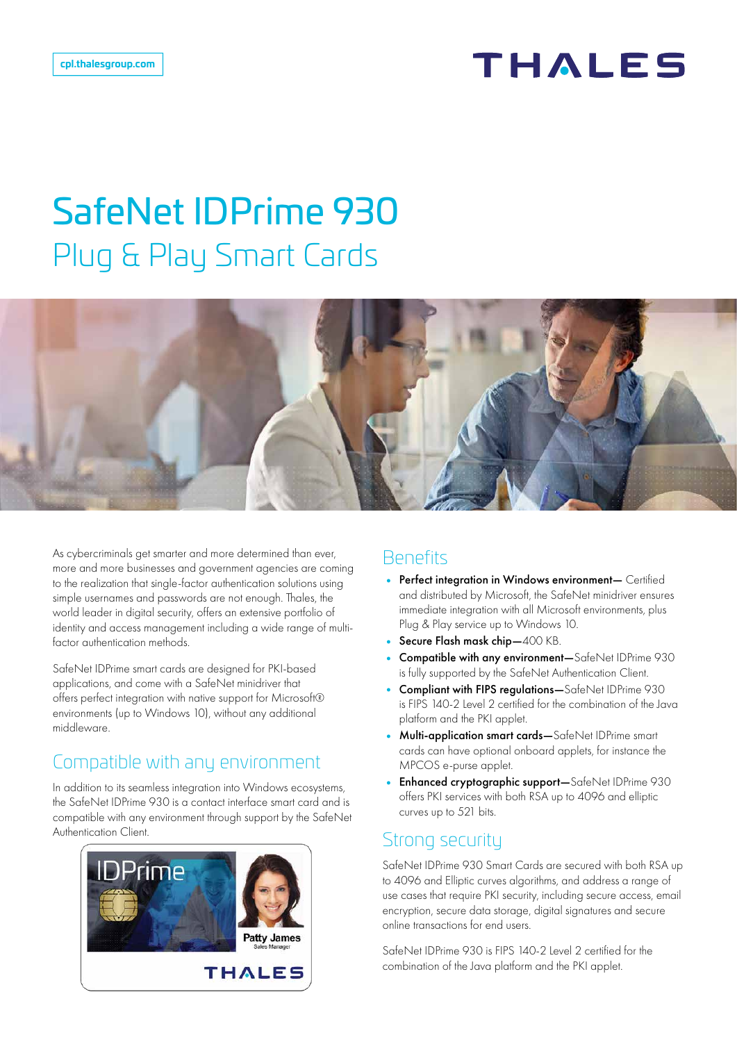cpl.thalesgroup.com

# SafeNet IDPrime 930

## Plug & Play Smart Cards

As cybercriminals get smarter and more determined than ever, more and more businesses and government agencies are coming to the realization that single-factor authentication solutions using simple usernames and passwords are not enough. Thales, the world leader in digital security, offers an extensive portfolio of identity and access management including a wide range of multi-factor authentication methods.

SafeNet IDPrime smart cards are designed for PKI-based applications, and come with a SafeNet minidriver that offers perfect integration with native support for Microsoft® environments (up to Windows 10), without any additional middleware.

## Compatible with any environment

In addition to its seamless integration into Windows ecosystems, the SafeNet IDPrime 930 is a contact interface smart card and is compatible with any environment through support by the SafeNet Authentication Client.

## Benefits

- **Perfect integration in Windows environment—** Certified and distributed by Microsoft, the SafeNet minidriver ensures immediate integration with all Microsoft environments, plus Plug & Play service up to Windows 10.
- **Secure Flash mask chip—**400 KB.
- **Compatible with any environment—**SafeNet IDPrime 930 is fully supported by the SafeNet Authentication Client.
- **Compliant with FIPS regulations—**SafeNet IDPrime 930 is FIPS 140-2 Level 2 certified for the combination of the Java platform and the PKI applet.
- **Multi-application smart cards—**SafeNet IDPrime smart cards can have optional onboard applets, for instance the MPCOS e-purse applet.
- **Enhanced cryptographic support—**SafeNet IDPrime 930 offers PKI services with both RSA up to 4096 and elliptic curves up to 521 bits.

## Strong security

SafeNet IDPrime 930 Smart Cards are secured with both RSA up to 4096 and Elliptic curves algorithms, and address a range of use cases that require PKI security, including secure access, email encryption, secure data storage, digital signatures and secure online transactions for end users.

SafeNet IDPrime 930 is FIPS 140-2 Level 2 certified for the combination of the Java platform and the PKI applet.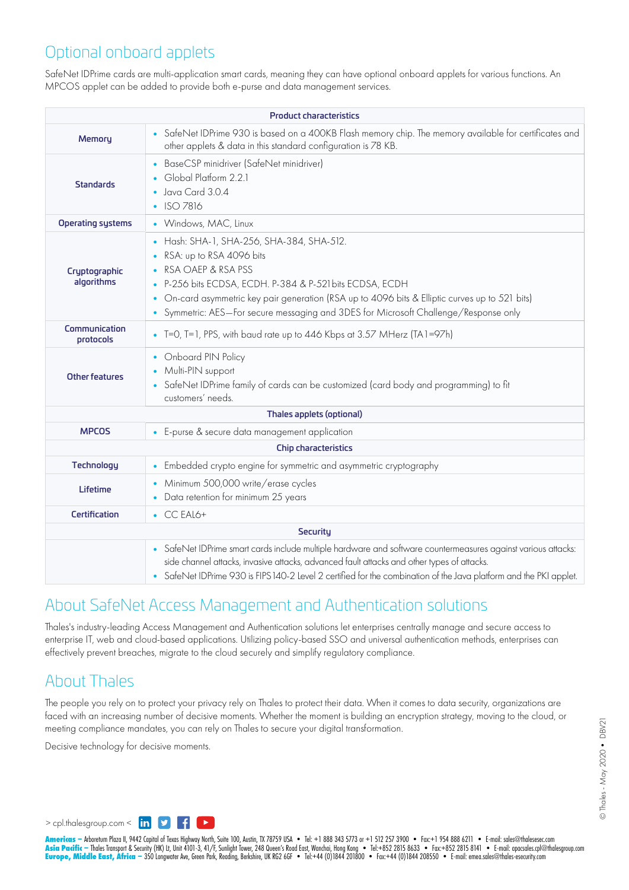## Optional onboard applets

SafeNet IDPrime cards are multi-application smart cards, meaning they can have optional onboard applets for various functions. An MPCOS applet can be added to provide both e-purse and data management services.

| Product characteristics | |
|---|---|
| **Memory** | • SafeNet IDPrime 930 is based on a 400KB Flash memory chip. The memory available for certificates and other applets & data in this standard configuration is 78 KB. |
| **Standards** | • BaseCSP minidriver (SafeNet minidriver)<br>• Global Platform 2.2.1<br>• Java Card 3.0.4<br>• ISO 7816 |
| **Operating systems** | • Windows, MAC, Linux |
| **Cryptographic algorithms** | • Hash: SHA-1, SHA-256, SHA-384, SHA-512.<br>• RSA: up to RSA 4096 bits<br>• RSA OAEP & RSA PSS<br>• P-256 bits ECDSA, ECDH. P-384 & P-521 bits ECDSA, ECDH<br>• On-card asymmetric key pair generation (RSA up to 4096 bits & Elliptic curves up to 521 bits)<br>• Symmetric: AES—For secure messaging and 3DES for Microsoft Challenge/Response only |
| **Communication protocols** | • T=0, T=1, PPS, with baud rate up to 446 Kbps at 3.57 MHerz (TA1=97h) |
| **Other features** | • Onboard PIN Policy<br>• Multi-PIN support<br>• SafeNet IDPrime family of cards can be customized (card body and programming) to fit customers' needs. |
| **Thales applets (optional)** | |
| **MPCOS** | • E-purse & secure data management application |
| **Chip characteristics** | |
| **Technology** | • Embedded crypto engine for symmetric and asymmetric cryptography |
| **Lifetime** | • Minimum 500,000 write/erase cycles<br>• Data retention for minimum 25 years |
| **Certification** | • CC EAL6+ |
| **Security** | |
| | • SafeNet IDPrime smart cards include multiple hardware and software countermeasures against various attacks: side channel attacks, invasive attacks, advanced fault attacks and other types of attacks.<br>• SafeNet IDPrime 930 is FIPS 140-2 Level 2 certified for the combination of the Java platform and the PKI applet. |

## About SafeNet Access Management and Authentication solutions

Thales's industry-leading Access Management and Authentication solutions let enterprises centrally manage and secure access to enterprise IT, web and cloud-based applications. Utilizing policy-based SSO and universal authentication methods, enterprises can effectively prevent breaches, migrate to the cloud securely and simplify regulatory compliance.

## About Thales

The people you rely on to protect your privacy rely on Thales to protect their data. When it comes to data security, organizations are faced with an increasing number of decisive moments. Whether the moment is building an encryption strategy, moving to the cloud, or meeting compliance mandates, you can rely on Thales to secure your digital transformation.

Decisive technology for decisive moments.

> cpl.thalesgroup.com <

**Americas –** Arboretum Plaza II, 9442 Capital of Texas Highway North, Suite 100, Austin, TX 78759 USA • Tel: +1 888 343 5773 or +1 512 257 3900 • Fax:+1 954 888 6211 • E-mail: sales@thalesesec.com
**Asia Pacific –** Thales Transport & Security (HK) Lt, Unit 4101-3, 41/F, Sunlight Tower, 248 Queen's Road East, Wanchai, Hong Kong • Tel:+852 2815 8633 • Fax:+852 2815 8141 • E-mail: apacsales.cpl@thalesgroup.com
**Europe, Middle East, Africa –** 350 Longwater Ave, Green Park, Reading, Berkshire, UK RG2 6GF • Tel:+44 (0)1844 201800 • Fax:+44 (0)1844 208550 • E-mail: emea.sales@thales-esecurity.com

© Thales - May 2020 • DBV21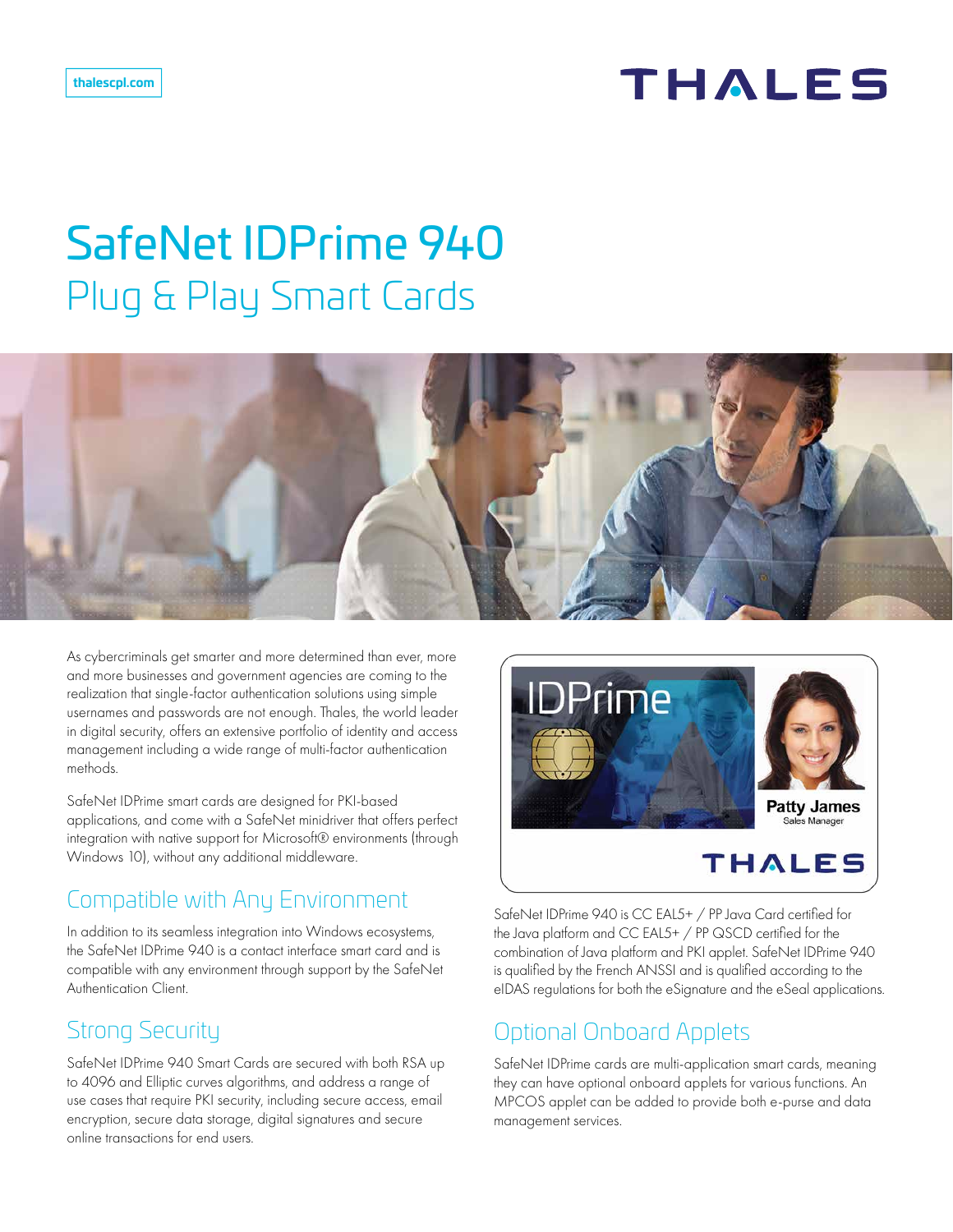thalescpl.com

# SafeNet IDPrime 940

## Plug & Play Smart Cards

As cybercriminals get smarter and more determined than ever, more and more businesses and government agencies are coming to the realization that single-factor authentication solutions using simple usernames and passwords are not enough. Thales, the world leader in digital security, offers an extensive portfolio of identity and access management including a wide range of multi-factor authentication methods.

SafeNet IDPrime smart cards are designed for PKI-based applications, and come with a SafeNet minidriver that offers perfect integration with native support for Microsoft® environments (through Windows 10), without any additional middleware.

## Compatible with Any Environment

In addition to its seamless integration into Windows ecosystems, the SafeNet IDPrime 940 is a contact interface smart card and is compatible with any environment through support by the SafeNet Authentication Client.

## Strong Security

SafeNet IDPrime 940 Smart Cards are secured with both RSA up to 4096 and Elliptic curves algorithms, and address a range of use cases that require PKI security, including secure access, email encryption, secure data storage, digital signatures and secure online transactions for end users.

SafeNet IDPrime 940 is CC EAL5+ / PP Java Card certified for the Java platform and CC EAL5+ / PP QSCD certified for the combination of Java platform and PKI applet. SafeNet IDPrime 940 is qualified by the French ANSSI and is qualified according to the eIDAS regulations for both the eSignature and the eSeal applications.

## Optional Onboard Applets

SafeNet IDPrime cards are multi-application smart cards, meaning they can have optional onboard applets for various functions. An MPCOS applet can be added to provide both e-purse and data management services.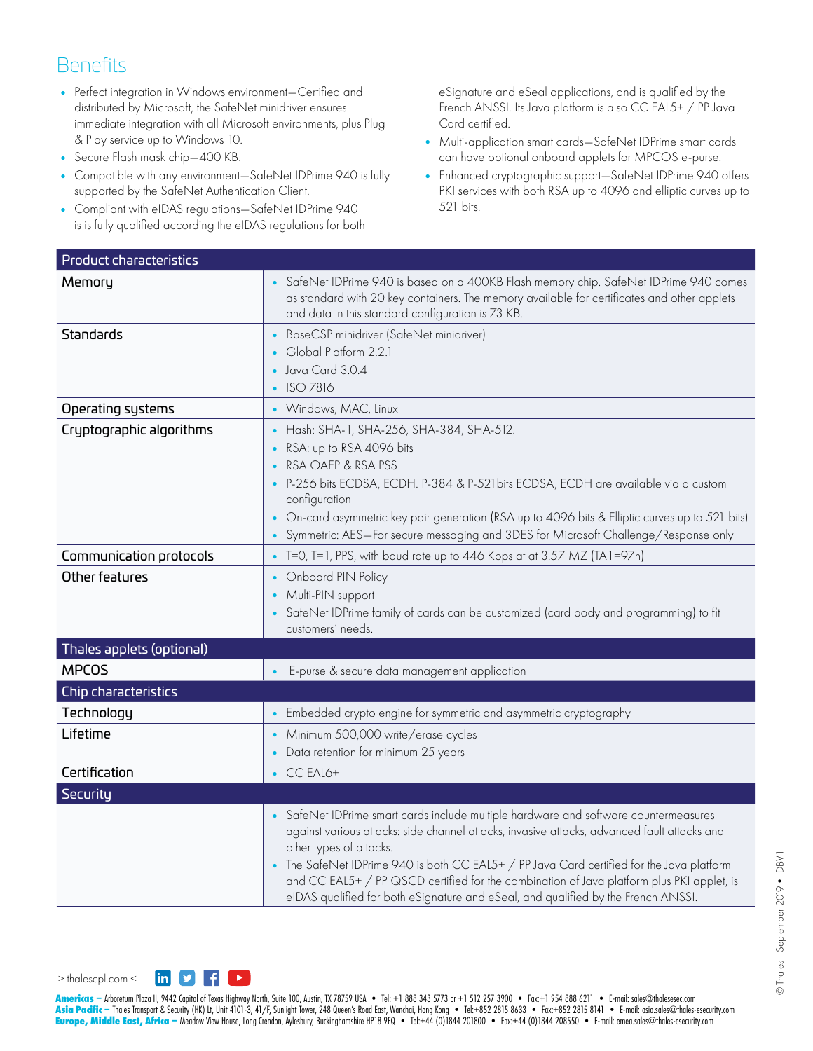## Benefits

- Perfect integration in Windows environment—Certified and distributed by Microsoft, the SafeNet minidriver ensures immediate integration with all Microsoft environments, plus Plug & Play service up to Windows 10.
- Secure Flash mask chip—400 KB.
- Compatible with any environment—SafeNet IDPrime 940 is fully supported by the SafeNet Authentication Client.
- Compliant with eIDAS regulations—SafeNet IDPrime 940 is is fully qualified according the eIDAS regulations for both eSignature and eSeal applications, and is qualified by the French ANSSI. Its Java platform is also CC EAL5+ / PP Java Card certified.
- Multi-application smart cards—SafeNet IDPrime smart cards can have optional onboard applets for MPCOS e-purse.
- Enhanced cryptographic support—SafeNet IDPrime 940 offers PKI services with both RSA up to 4096 and elliptic curves up to 521 bits.

| | |
|---|---|
| **Product characteristics** | |
| Memory | • SafeNet IDPrime 940 is based on a 400KB Flash memory chip. SafeNet IDPrime 940 comes as standard with 20 key containers. The memory available for certificates and other applets and data in this standard configuration is 73 KB. |
| Standards | • BaseCSP minidriver (SafeNet minidriver)<br>• Global Platform 2.2.1<br>• Java Card 3.0.4<br>• ISO 7816 |
| Operating systems | • Windows, MAC, Linux |
| Cryptographic algorithms | • Hash: SHA-1, SHA-256, SHA-384, SHA-512.<br>• RSA: up to RSA 4096 bits<br>• RSA OAEP & RSA PSS<br>• P-256 bits ECDSA, ECDH. P-384 & P-521 bits ECDSA, ECDH are available via a custom configuration<br>• On-card asymmetric key pair generation (RSA up to 4096 bits & Elliptic curves up to 521 bits)<br>• Symmetric: AES—For secure messaging and 3DES for Microsoft Challenge/Response only |
| Communication protocols | • T=0, T=1, PPS, with baud rate up to 446 Kbps at at 3.57 MZ (TA1=97h) |
| Other features | • Onboard PIN Policy<br>• Multi-PIN support<br>• SafeNet IDPrime family of cards can be customized (card body and programming) to fit customers' needs. |
| **Thales applets (optional)** | |
| MPCOS | • E-purse & secure data management application |
| **Chip characteristics** | |
| Technology | • Embedded crypto engine for symmetric and asymmetric cryptography |
| Lifetime | • Minimum 500,000 write/erase cycles<br>• Data retention for minimum 25 years |
| Certification | • CC EAL6+ |
| **Security** | |
| | • SafeNet IDPrime smart cards include multiple hardware and software countermeasures against various attacks: side channel attacks, invasive attacks, advanced fault attacks and other types of attacks.<br>• The SafeNet IDPrime 940 is both CC EAL5+ / PP Java Card certified for the Java platform and CC EAL5+ / PP QSCD certified for the combination of Java platform plus PKI applet, is eIDAS qualified for both eSignature and eSeal, and qualified by the French ANSSI. |

> thalescpl.com <

**Americas –** Arboretum Plaza II, 9442 Capital of Texas Highway North, Suite 100, Austin, TX 78759 USA • Tel: +1 888 343 5773 or +1 512 257 3900 • Fax:+1 954 888 6211 • E-mail: sales@thalesesec.com
**Asia Pacific –** Thales Transport & Security (HK) Lt, Unit 4101-3, 41/F, Sunlight Tower, 248 Queen's Road East, Wanchai, Hong Kong • Tel:+852 2815 8633 • Fax:+852 2815 8141 • E-mail: asia.sales@thales-esecurity.com
**Europe, Middle East, Africa –** Meadow View House, Long Crendon, Aylesbury, Buckinghamshire HP18 9EQ • Tel:+44 (0)1844 201800 • Fax:+44 (0)1844 208550 • E-mail: emea.sales@thales-esecurity.com

© Thales - September 2019 • DBV1